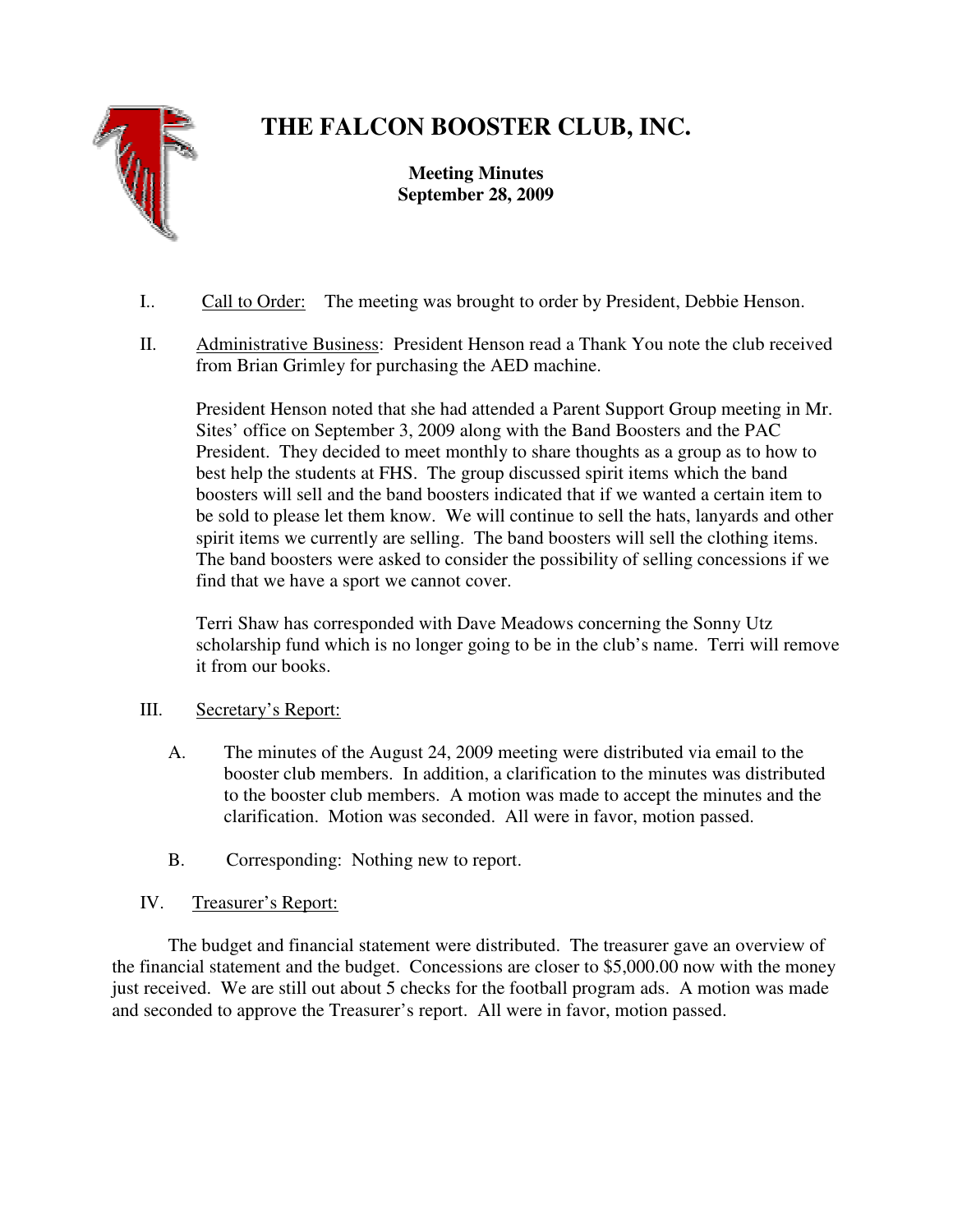# THE FALCON BOOSTER CLUB, INC.

**Meeting Minutes**
**September 28, 2009**

I.. Call to Order: The meeting was brought to order by President, Debbie Henson.

II. Administrative Business: President Henson read a Thank You note the club received from Brian Grimley for purchasing the AED machine.

President Henson noted that she had attended a Parent Support Group meeting in Mr. Sites' office on September 3, 2009 along with the Band Boosters and the PAC President. They decided to meet monthly to share thoughts as a group as to how to best help the students at FHS. The group discussed spirit items which the band boosters will sell and the band boosters indicated that if we wanted a certain item to be sold to please let them know. We will continue to sell the hats, lanyards and other spirit items we currently are selling. The band boosters will sell the clothing items. The band boosters were asked to consider the possibility of selling concessions if we find that we have a sport we cannot cover.

Terri Shaw has corresponded with Dave Meadows concerning the Sonny Utz scholarship fund which is no longer going to be in the club's name. Terri will remove it from our books.

III. Secretary's Report:

A. The minutes of the August 24, 2009 meeting were distributed via email to the booster club members. In addition, a clarification to the minutes was distributed to the booster club members. A motion was made to accept the minutes and the clarification. Motion was seconded. All were in favor, motion passed.

B. Corresponding: Nothing new to report.

IV. Treasurer's Report:

The budget and financial statement were distributed. The treasurer gave an overview of the financial statement and the budget. Concessions are closer to $5,000.00 now with the money just received. We are still out about 5 checks for the football program ads. A motion was made and seconded to approve the Treasurer's report. All were in favor, motion passed.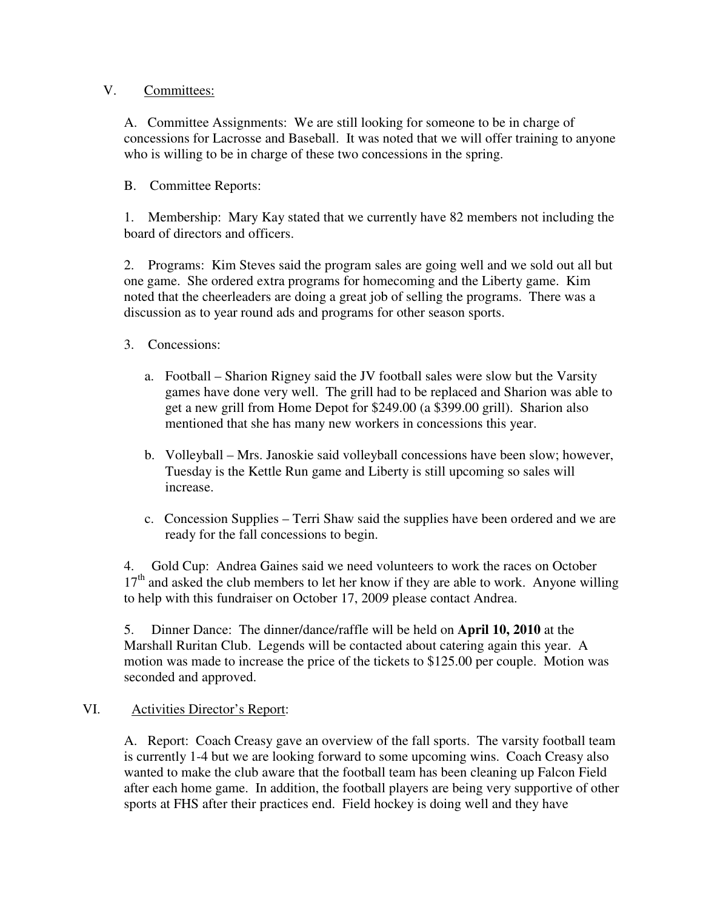V. Committees:

A. Committee Assignments: We are still looking for someone to be in charge of concessions for Lacrosse and Baseball. It was noted that we will offer training to anyone who is willing to be in charge of these two concessions in the spring.

B. Committee Reports:

1. Membership: Mary Kay stated that we currently have 82 members not including the board of directors and officers.

2. Programs: Kim Steves said the program sales are going well and we sold out all but one game. She ordered extra programs for homecoming and the Liberty game. Kim noted that the cheerleaders are doing a great job of selling the programs. There was a discussion as to year round ads and programs for other season sports.

3. Concessions:

   a. Football – Sharion Rigney said the JV football sales were slow but the Varsity games have done very well. The grill had to be replaced and Sharion was able to get a new grill from Home Depot for $249.00 (a $399.00 grill). Sharion also mentioned that she has many new workers in concessions this year.

   b. Volleyball – Mrs. Janoskie said volleyball concessions have been slow; however, Tuesday is the Kettle Run game and Liberty is still upcoming so sales will increase.

   c. Concession Supplies – Terri Shaw said the supplies have been ordered and we are ready for the fall concessions to begin.

4. Gold Cup: Andrea Gaines said we need volunteers to work the races on October 17th and asked the club members to let her know if they are able to work. Anyone willing to help with this fundraiser on October 17, 2009 please contact Andrea.

5. Dinner Dance: The dinner/dance/raffle will be held on **April 10, 2010** at the Marshall Ruritan Club. Legends will be contacted about catering again this year. A motion was made to increase the price of the tickets to $125.00 per couple. Motion was seconded and approved.

VI. Activities Director's Report:

A. Report: Coach Creasy gave an overview of the fall sports. The varsity football team is currently 1-4 but we are looking forward to some upcoming wins. Coach Creasy also wanted to make the club aware that the football team has been cleaning up Falcon Field after each home game. In addition, the football players are being very supportive of other sports at FHS after their practices end. Field hockey is doing well and they have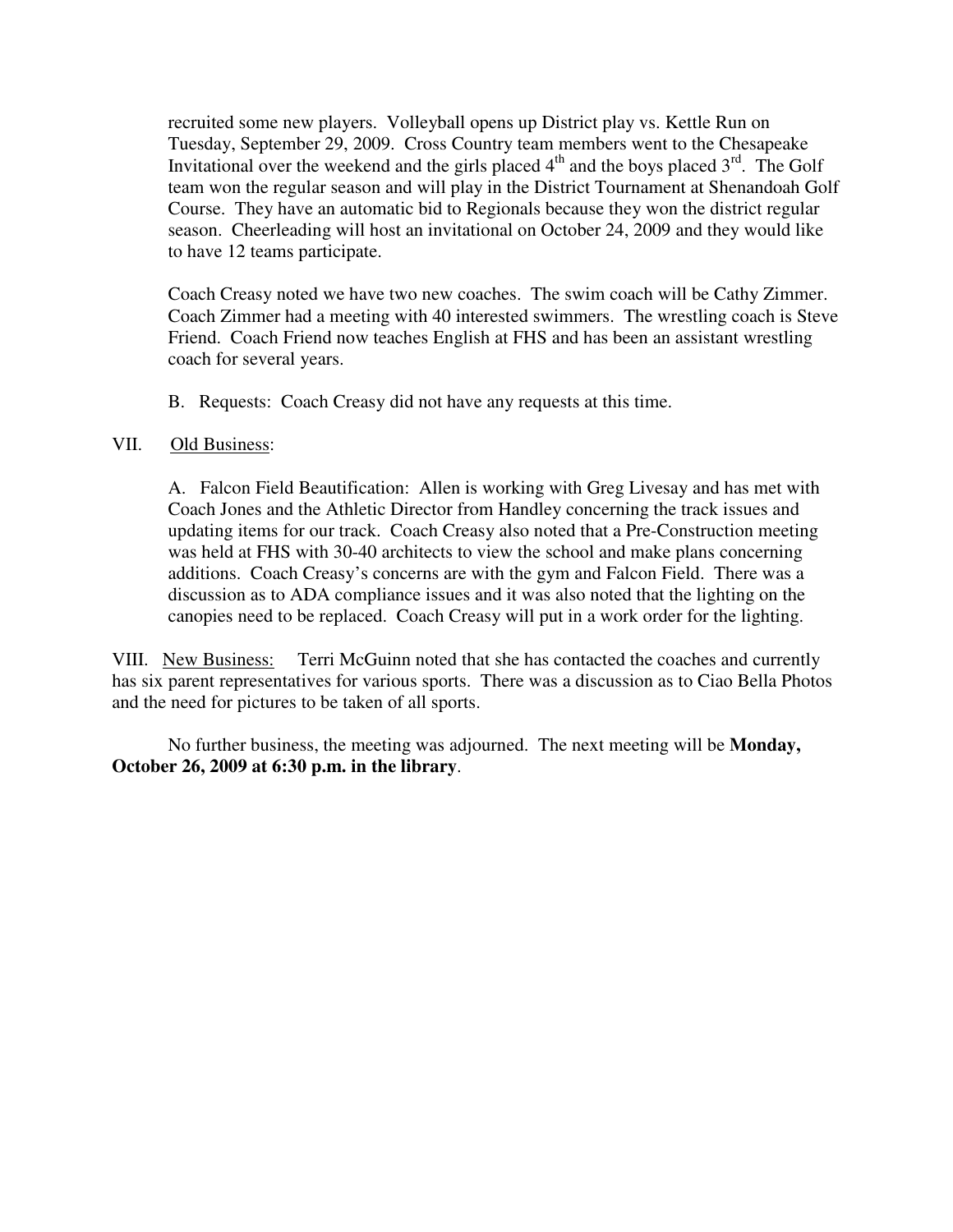recruited some new players. Volleyball opens up District play vs. Kettle Run on Tuesday, September 29, 2009. Cross Country team members went to the Chesapeake Invitational over the weekend and the girls placed 4th and the boys placed 3rd. The Golf team won the regular season and will play in the District Tournament at Shenandoah Golf Course. They have an automatic bid to Regionals because they won the district regular season. Cheerleading will host an invitational on October 24, 2009 and they would like to have 12 teams participate.

Coach Creasy noted we have two new coaches. The swim coach will be Cathy Zimmer. Coach Zimmer had a meeting with 40 interested swimmers. The wrestling coach is Steve Friend. Coach Friend now teaches English at FHS and has been an assistant wrestling coach for several years.

B. Requests: Coach Creasy did not have any requests at this time.

VII. Old Business:

A. Falcon Field Beautification: Allen is working with Greg Livesay and has met with Coach Jones and the Athletic Director from Handley concerning the track issues and updating items for our track. Coach Creasy also noted that a Pre-Construction meeting was held at FHS with 30-40 architects to view the school and make plans concerning additions. Coach Creasy's concerns are with the gym and Falcon Field. There was a discussion as to ADA compliance issues and it was also noted that the lighting on the canopies need to be replaced. Coach Creasy will put in a work order for the lighting.

VIII. New Business: Terri McGuinn noted that she has contacted the coaches and currently has six parent representatives for various sports. There was a discussion as to Ciao Bella Photos and the need for pictures to be taken of all sports.

No further business, the meeting was adjourned. The next meeting will be **Monday, October 26, 2009 at 6:30 p.m. in the library**.